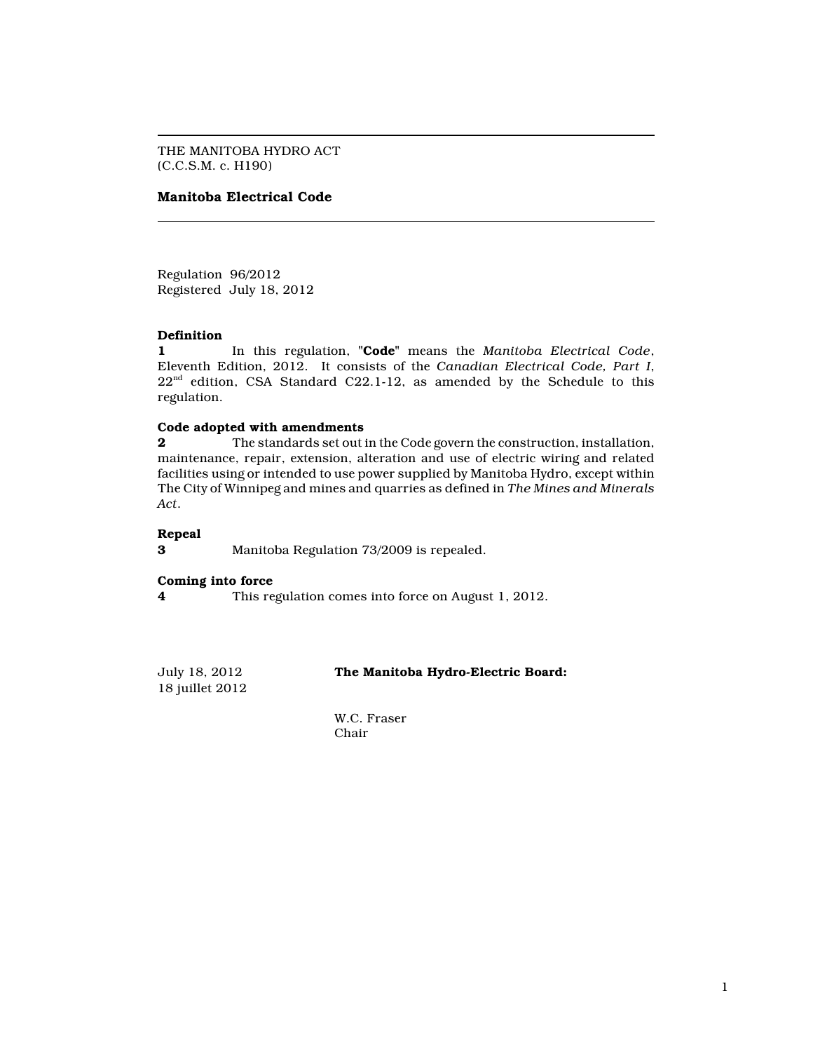THE MANITOBA HYDRO ACT
(C.C.S.M. c. H190)

**Manitoba Electrical Code**

---

Regulation 96/2012
Registered July 18, 2012

**Definition**
**1** In this regulation, "**Code**" means the *Manitoba Electrical Code*, Eleventh Edition, 2012. It consists of the *Canadian Electrical Code, Part I*, 22nd edition, CSA Standard C22.1-12, as amended by the Schedule to this regulation.

**Code adopted with amendments**
**2** The standards set out in the Code govern the construction, installation, maintenance, repair, extension, alteration and use of electric wiring and related facilities using or intended to use power supplied by Manitoba Hydro, except within The City of Winnipeg and mines and quarries as defined in *The Mines and Minerals Act*.

**Repeal**
**3** Manitoba Regulation 73/2009 is repealed.

**Coming into force**
**4** This regulation comes into force on August 1, 2012.

July 18, 2012
18 juillet 2012

**The Manitoba Hydro-Electric Board:**

W.C. Fraser
Chair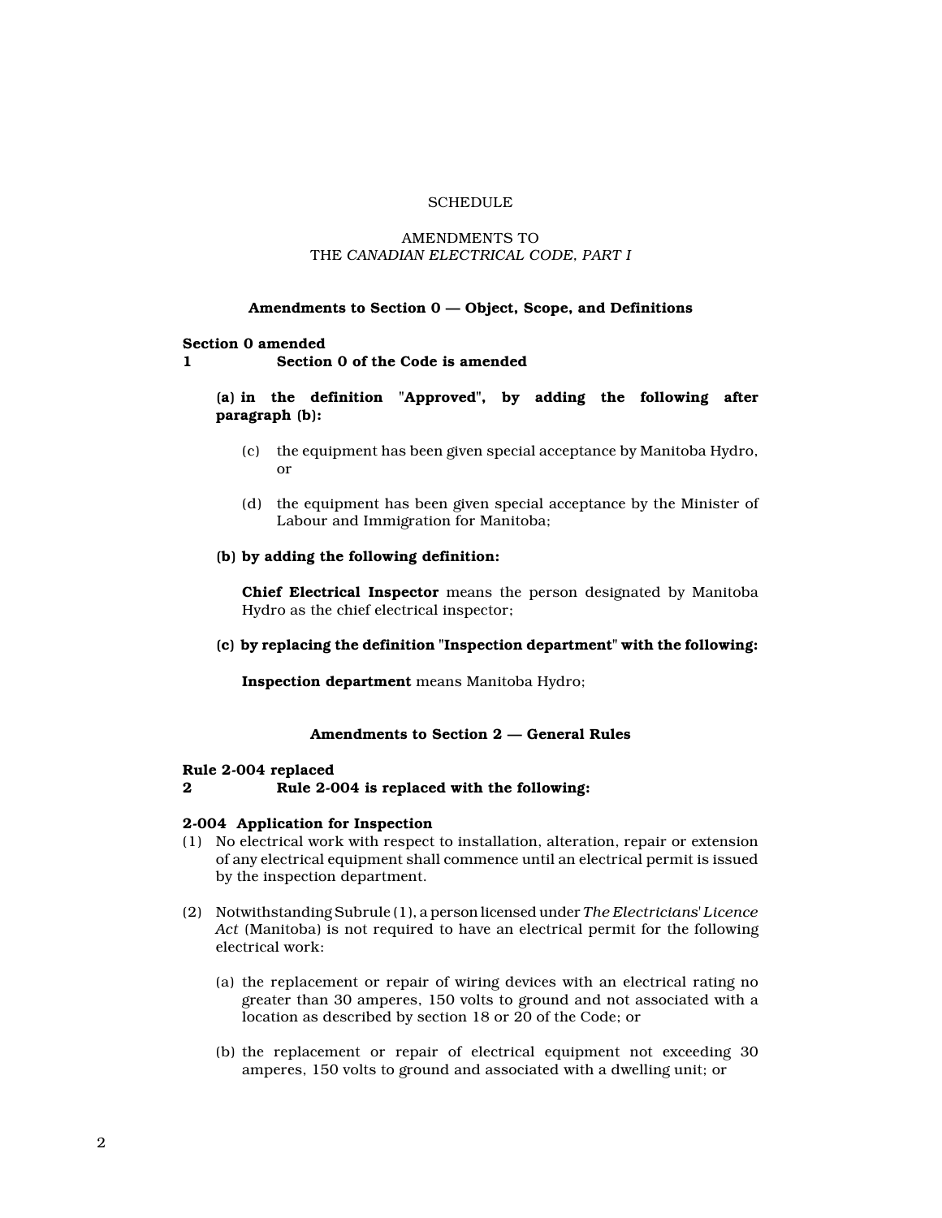SCHEDULE

AMENDMENTS TO
THE *CANADIAN ELECTRICAL CODE, PART I*

### Amendments to Section 0 — Object, Scope, and Definitions

**Section 0 amended**
**1 Section 0 of the Code is amended**

**(a) in the definition "Approved", by adding the following after paragraph (b):**

(c) the equipment has been given special acceptance by Manitoba Hydro, or

(d) the equipment has been given special acceptance by the Minister of Labour and Immigration for Manitoba;

**(b) by adding the following definition:**

**Chief Electrical Inspector** means the person designated by Manitoba Hydro as the chief electrical inspector;

**(c) by replacing the definition "Inspection department" with the following:**

**Inspection department** means Manitoba Hydro;

### Amendments to Section 2 — General Rules

**Rule 2-004 replaced**
**2 Rule 2-004 is replaced with the following:**

**2-004 Application for Inspection**

(1) No electrical work with respect to installation, alteration, repair or extension of any electrical equipment shall commence until an electrical permit is issued by the inspection department.

(2) Notwithstanding Subrule (1), a person licensed under *The Electricians' Licence Act* (Manitoba) is not required to have an electrical permit for the following electrical work:

(a) the replacement or repair of wiring devices with an electrical rating no greater than 30 amperes, 150 volts to ground and not associated with a location as described by section 18 or 20 of the Code; or

(b) the replacement or repair of electrical equipment not exceeding 30 amperes, 150 volts to ground and associated with a dwelling unit; or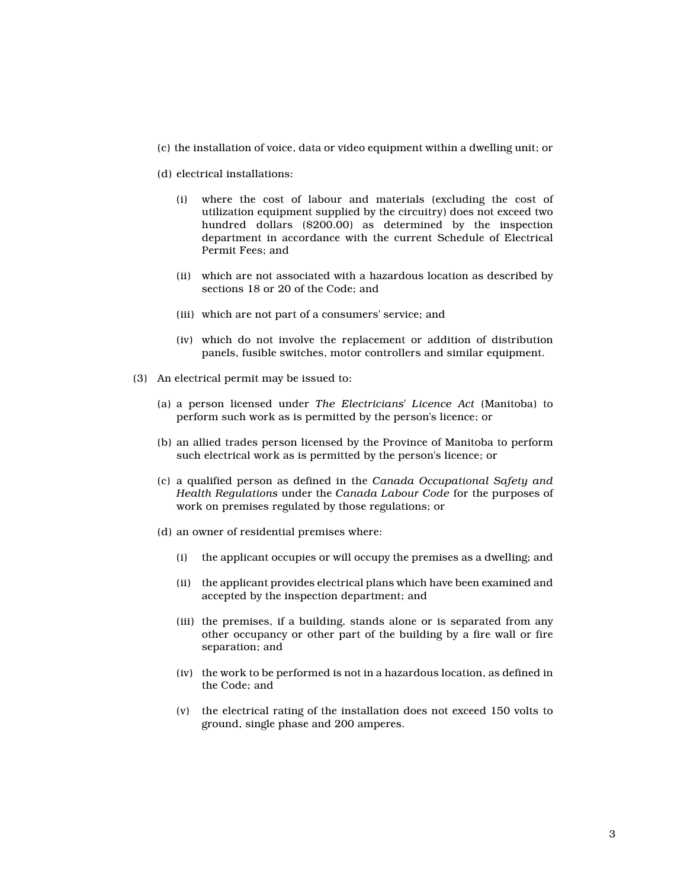(c) the installation of voice, data or video equipment within a dwelling unit; or

(d) electrical installations:

  (i) where the cost of labour and materials (excluding the cost of utilization equipment supplied by the circuitry) does not exceed two hundred dollars ($200.00) as determined by the inspection department in accordance with the current Schedule of Electrical Permit Fees; and

  (ii) which are not associated with a hazardous location as described by sections 18 or 20 of the Code; and

  (iii) which are not part of a consumers' service; and

  (iv) which do not involve the replacement or addition of distribution panels, fusible switches, motor controllers and similar equipment.

(3) An electrical permit may be issued to:

(a) a person licensed under *The Electricians' Licence Act* (Manitoba) to perform such work as is permitted by the person's licence; or

(b) an allied trades person licensed by the Province of Manitoba to perform such electrical work as is permitted by the person's licence; or

(c) a qualified person as defined in the *Canada Occupational Safety and Health Regulations* under the *Canada Labour Code* for the purposes of work on premises regulated by those regulations; or

(d) an owner of residential premises where:

  (i) the applicant occupies or will occupy the premises as a dwelling; and

  (ii) the applicant provides electrical plans which have been examined and accepted by the inspection department; and

  (iii) the premises, if a building, stands alone or is separated from any other occupancy or other part of the building by a fire wall or fire separation; and

  (iv) the work to be performed is not in a hazardous location, as defined in the Code; and

  (v) the electrical rating of the installation does not exceed 150 volts to ground, single phase and 200 amperes.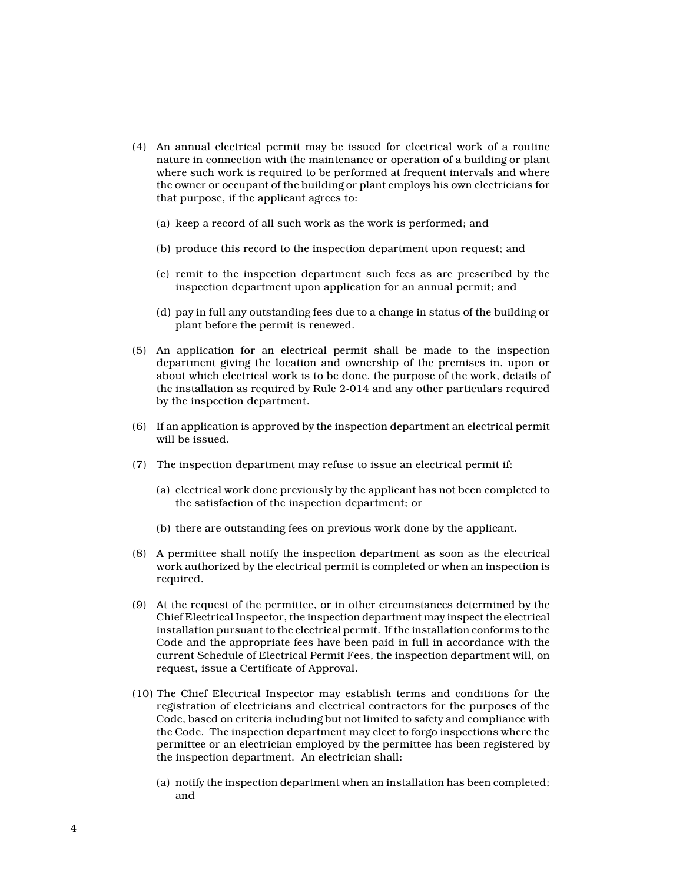(4) An annual electrical permit may be issued for electrical work of a routine nature in connection with the maintenance or operation of a building or plant where such work is required to be performed at frequent intervals and where the owner or occupant of the building or plant employs his own electricians for that purpose, if the applicant agrees to:

   (a) keep a record of all such work as the work is performed; and

   (b) produce this record to the inspection department upon request; and

   (c) remit to the inspection department such fees as are prescribed by the inspection department upon application for an annual permit; and

   (d) pay in full any outstanding fees due to a change in status of the building or plant before the permit is renewed.

(5) An application for an electrical permit shall be made to the inspection department giving the location and ownership of the premises in, upon or about which electrical work is to be done, the purpose of the work, details of the installation as required by Rule 2-014 and any other particulars required by the inspection department.

(6) If an application is approved by the inspection department an electrical permit will be issued.

(7) The inspection department may refuse to issue an electrical permit if:

   (a) electrical work done previously by the applicant has not been completed to the satisfaction of the inspection department; or

   (b) there are outstanding fees on previous work done by the applicant.

(8) A permittee shall notify the inspection department as soon as the electrical work authorized by the electrical permit is completed or when an inspection is required.

(9) At the request of the permittee, or in other circumstances determined by the Chief Electrical Inspector, the inspection department may inspect the electrical installation pursuant to the electrical permit. If the installation conforms to the Code and the appropriate fees have been paid in full in accordance with the current Schedule of Electrical Permit Fees, the inspection department will, on request, issue a Certificate of Approval.

(10) The Chief Electrical Inspector may establish terms and conditions for the registration of electricians and electrical contractors for the purposes of the Code, based on criteria including but not limited to safety and compliance with the Code. The inspection department may elect to forgo inspections where the permittee or an electrician employed by the permittee has been registered by the inspection department. An electrician shall:

   (a) notify the inspection department when an installation has been completed; and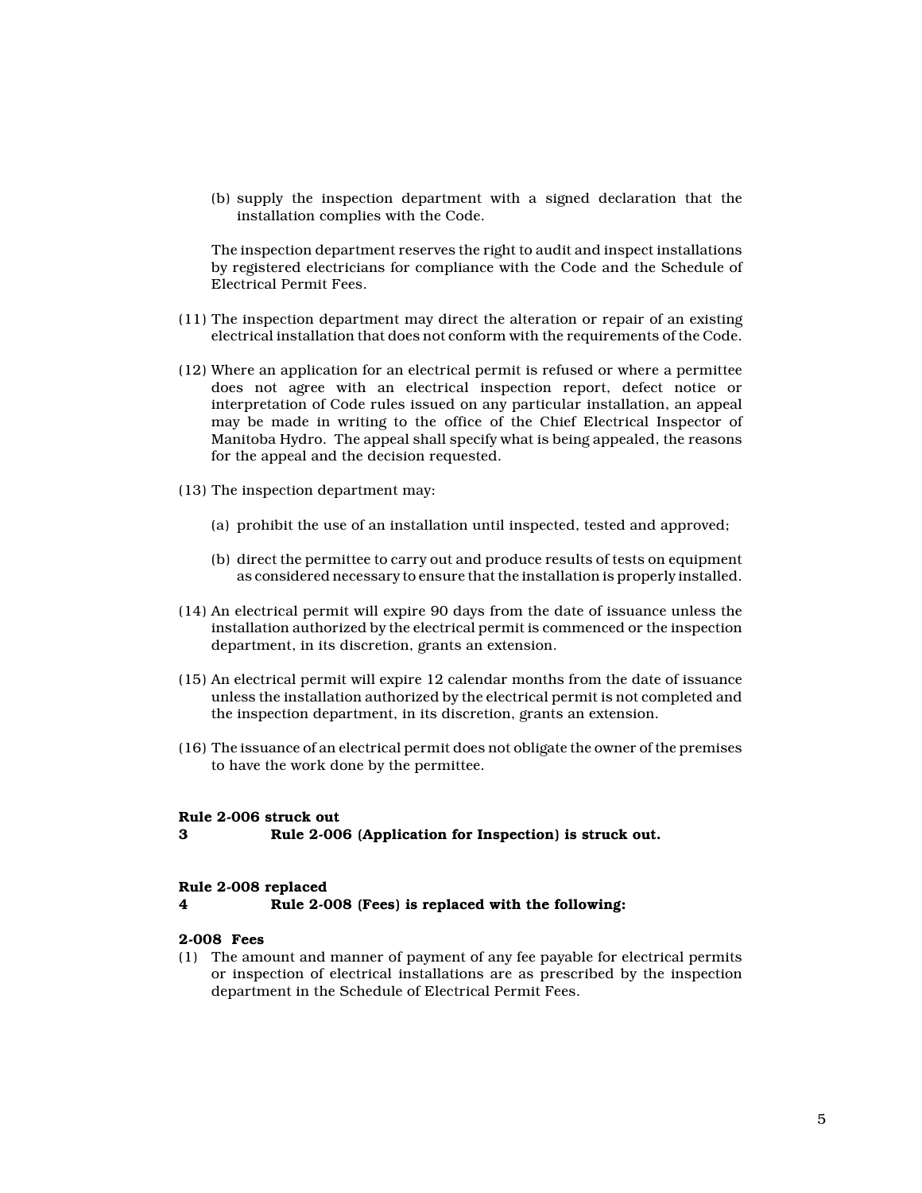(b) supply the inspection department with a signed declaration that the installation complies with the Code.

The inspection department reserves the right to audit and inspect installations by registered electricians for compliance with the Code and the Schedule of Electrical Permit Fees.

(11) The inspection department may direct the alteration or repair of an existing electrical installation that does not conform with the requirements of the Code.

(12) Where an application for an electrical permit is refused or where a permittee does not agree with an electrical inspection report, defect notice or interpretation of Code rules issued on any particular installation, an appeal may be made in writing to the office of the Chief Electrical Inspector of Manitoba Hydro. The appeal shall specify what is being appealed, the reasons for the appeal and the decision requested.

(13) The inspection department may:

(a) prohibit the use of an installation until inspected, tested and approved;

(b) direct the permittee to carry out and produce results of tests on equipment as considered necessary to ensure that the installation is properly installed.

(14) An electrical permit will expire 90 days from the date of issuance unless the installation authorized by the electrical permit is commenced or the inspection department, in its discretion, grants an extension.

(15) An electrical permit will expire 12 calendar months from the date of issuance unless the installation authorized by the electrical permit is not completed and the inspection department, in its discretion, grants an extension.

(16) The issuance of an electrical permit does not obligate the owner of the premises to have the work done by the permittee.

**Rule 2-006 struck out**
**3 Rule 2-006 (Application for Inspection) is struck out.**

**Rule 2-008 replaced**
**4 Rule 2-008 (Fees) is replaced with the following:**

**2-008 Fees**

(1) The amount and manner of payment of any fee payable for electrical permits or inspection of electrical installations are as prescribed by the inspection department in the Schedule of Electrical Permit Fees.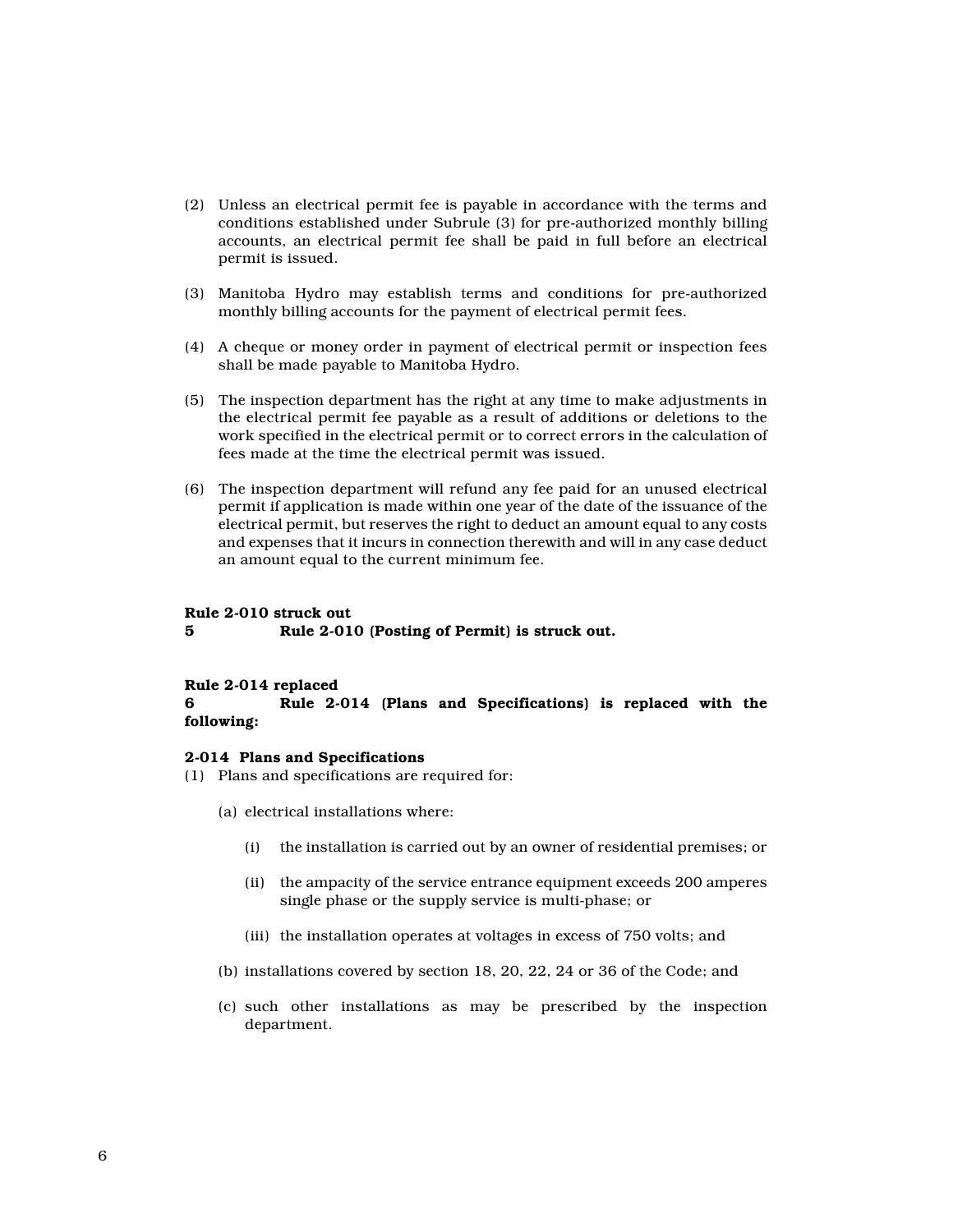(2) Unless an electrical permit fee is payable in accordance with the terms and conditions established under Subrule (3) for pre-authorized monthly billing accounts, an electrical permit fee shall be paid in full before an electrical permit is issued.

(3) Manitoba Hydro may establish terms and conditions for pre-authorized monthly billing accounts for the payment of electrical permit fees.

(4) A cheque or money order in payment of electrical permit or inspection fees shall be made payable to Manitoba Hydro.

(5) The inspection department has the right at any time to make adjustments in the electrical permit fee payable as a result of additions or deletions to the work specified in the electrical permit or to correct errors in the calculation of fees made at the time the electrical permit was issued.

(6) The inspection department will refund any fee paid for an unused electrical permit if application is made within one year of the date of the issuance of the electrical permit, but reserves the right to deduct an amount equal to any costs and expenses that it incurs in connection therewith and will in any case deduct an amount equal to the current minimum fee.

**Rule 2-010 struck out**
**5 Rule 2-010 (Posting of Permit) is struck out.**

**Rule 2-014 replaced**
**6 Rule 2-014 (Plans and Specifications) is replaced with the following:**

**2-014 Plans and Specifications**

(1) Plans and specifications are required for:

- (a) electrical installations where:
  - (i) the installation is carried out by an owner of residential premises; or
  - (ii) the ampacity of the service entrance equipment exceeds 200 amperes single phase or the supply service is multi-phase; or
  - (iii) the installation operates at voltages in excess of 750 volts; and
- (b) installations covered by section 18, 20, 22, 24 or 36 of the Code; and
- (c) such other installations as may be prescribed by the inspection department.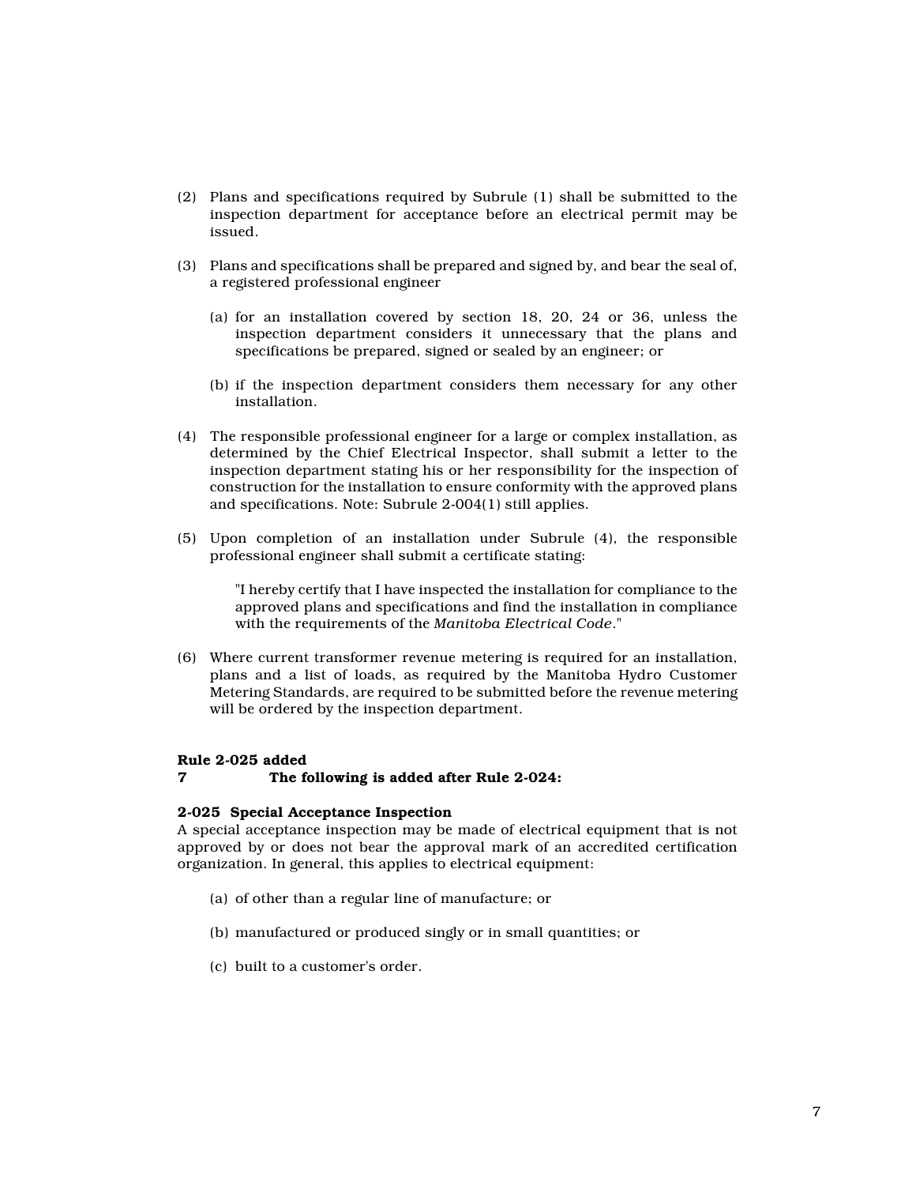(2) Plans and specifications required by Subrule (1) shall be submitted to the inspection department for acceptance before an electrical permit may be issued.

(3) Plans and specifications shall be prepared and signed by, and bear the seal of, a registered professional engineer

   (a) for an installation covered by section 18, 20, 24 or 36, unless the inspection department considers it unnecessary that the plans and specifications be prepared, signed or sealed by an engineer; or

   (b) if the inspection department considers them necessary for any other installation.

(4) The responsible professional engineer for a large or complex installation, as determined by the Chief Electrical Inspector, shall submit a letter to the inspection department stating his or her responsibility for the inspection of construction for the installation to ensure conformity with the approved plans and specifications. Note: Subrule 2-004(1) still applies.

(5) Upon completion of an installation under Subrule (4), the responsible professional engineer shall submit a certificate stating:

   "I hereby certify that I have inspected the installation for compliance to the approved plans and specifications and find the installation in compliance with the requirements of the *Manitoba Electrical Code*."

(6) Where current transformer revenue metering is required for an installation, plans and a list of loads, as required by the Manitoba Hydro Customer Metering Standards, are required to be submitted before the revenue metering will be ordered by the inspection department.

**Rule 2-025 added**
**7 The following is added after Rule 2-024:**

**2-025 Special Acceptance Inspection**
A special acceptance inspection may be made of electrical equipment that is not approved by or does not bear the approval mark of an accredited certification organization. In general, this applies to electrical equipment:

   (a) of other than a regular line of manufacture; or

   (b) manufactured or produced singly or in small quantities; or

   (c) built to a customer's order.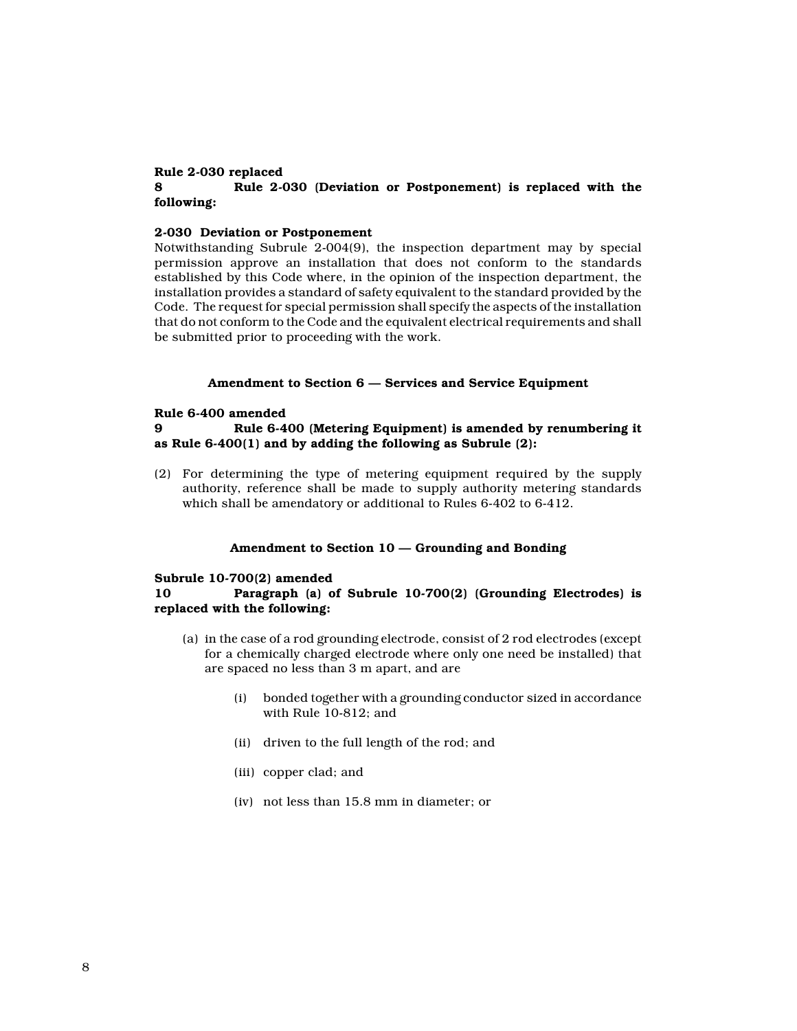**Rule 2-030 replaced**

**8 Rule 2-030 (Deviation or Postponement) is replaced with the following:**

**2-030 Deviation or Postponement**

Notwithstanding Subrule 2-004(9), the inspection department may by special permission approve an installation that does not conform to the standards established by this Code where, in the opinion of the inspection department, the installation provides a standard of safety equivalent to the standard provided by the Code. The request for special permission shall specify the aspects of the installation that do not conform to the Code and the equivalent electrical requirements and shall be submitted prior to proceeding with the work.

### Amendment to Section 6 — Services and Service Equipment

**Rule 6-400 amended**

**9 Rule 6-400 (Metering Equipment) is amended by renumbering it as Rule 6-400(1) and by adding the following as Subrule (2):**

(2) For determining the type of metering equipment required by the supply authority, reference shall be made to supply authority metering standards which shall be amendatory or additional to Rules 6-402 to 6-412.

### Amendment to Section 10 — Grounding and Bonding

**Subrule 10-700(2) amended**

**10 Paragraph (a) of Subrule 10-700(2) (Grounding Electrodes) is replaced with the following:**

(a) in the case of a rod grounding electrode, consist of 2 rod electrodes (except for a chemically charged electrode where only one need be installed) that are spaced no less than 3 m apart, and are

(i) bonded together with a grounding conductor sized in accordance with Rule 10-812; and

(ii) driven to the full length of the rod; and

(iii) copper clad; and

(iv) not less than 15.8 mm in diameter; or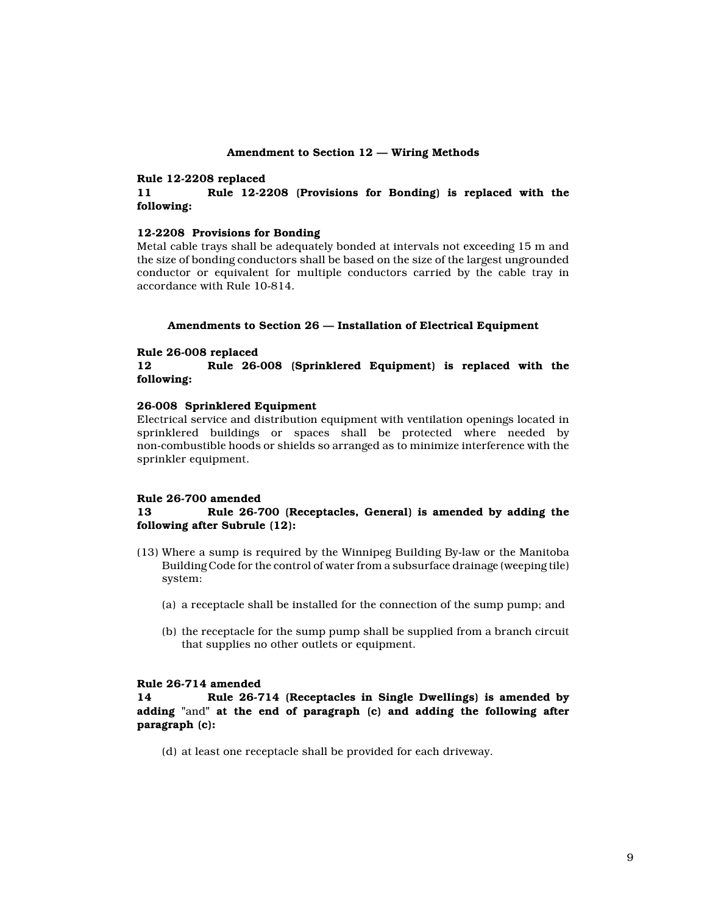### Amendment to Section 12 — Wiring Methods

**Rule 12-2208 replaced**

**11 Rule 12-2208 (Provisions for Bonding) is replaced with the following:**

**12-2208 Provisions for Bonding**

Metal cable trays shall be adequately bonded at intervals not exceeding 15 m and the size of bonding conductors shall be based on the size of the largest ungrounded conductor or equivalent for multiple conductors carried by the cable tray in accordance with Rule 10-814.

### Amendments to Section 26 — Installation of Electrical Equipment

**Rule 26-008 replaced**

**12 Rule 26-008 (Sprinklered Equipment) is replaced with the following:**

**26-008 Sprinklered Equipment**

Electrical service and distribution equipment with ventilation openings located in sprinklered buildings or spaces shall be protected where needed by non-combustible hoods or shields so arranged as to minimize interference with the sprinkler equipment.

**Rule 26-700 amended**

**13 Rule 26-700 (Receptacles, General) is amended by adding the following after Subrule (12):**

(13) Where a sump is required by the Winnipeg Building By-law or the Manitoba Building Code for the control of water from a subsurface drainage (weeping tile) system:

(a) a receptacle shall be installed for the connection of the sump pump; and

(b) the receptacle for the sump pump shall be supplied from a branch circuit that supplies no other outlets or equipment.

**Rule 26-714 amended**

**14 Rule 26-714 (Receptacles in Single Dwellings) is amended by adding** "and" **at the end of paragraph (c) and adding the following after paragraph (c):**

(d) at least one receptacle shall be provided for each driveway.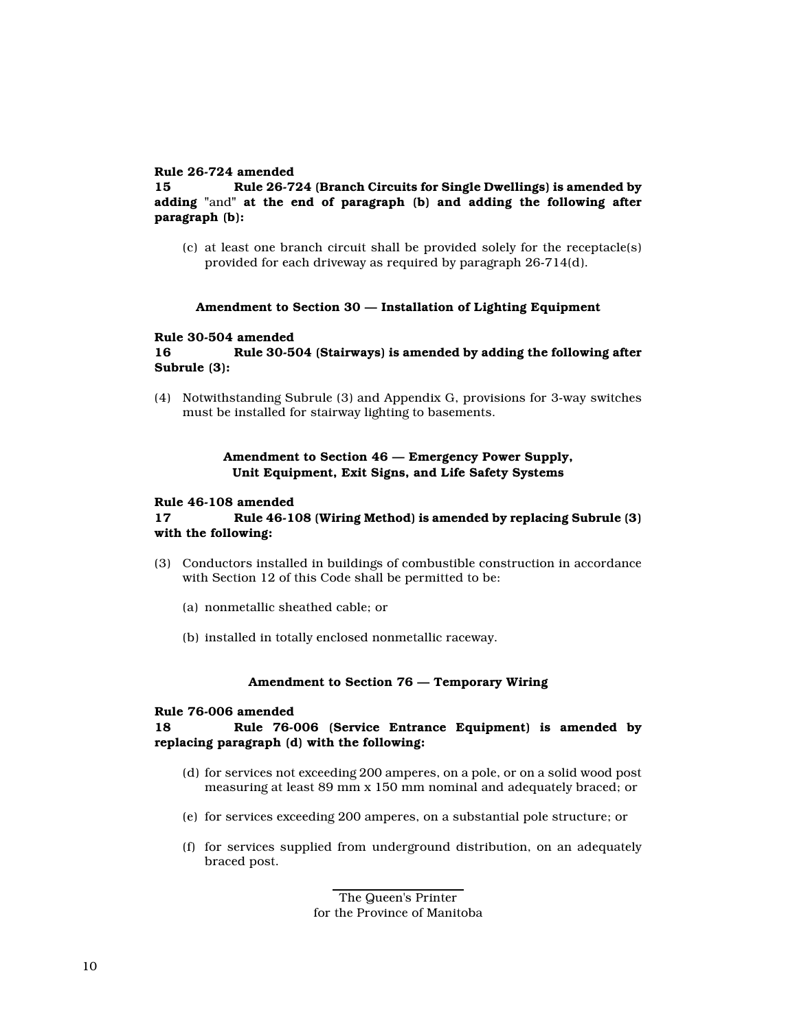**Rule 26-724 amended**

**15 Rule 26-724 (Branch Circuits for Single Dwellings) is amended by adding** "and" **at the end of paragraph (b) and adding the following after paragraph (b):**

(c) at least one branch circuit shall be provided solely for the receptacle(s) provided for each driveway as required by paragraph 26-714(d).

**Amendment to Section 30 — Installation of Lighting Equipment**

**Rule 30-504 amended**

**16 Rule 30-504 (Stairways) is amended by adding the following after Subrule (3):**

(4) Notwithstanding Subrule (3) and Appendix G, provisions for 3-way switches must be installed for stairway lighting to basements.

**Amendment to Section 46 — Emergency Power Supply, Unit Equipment, Exit Signs, and Life Safety Systems**

**Rule 46-108 amended**

**17 Rule 46-108 (Wiring Method) is amended by replacing Subrule (3) with the following:**

(3) Conductors installed in buildings of combustible construction in accordance with Section 12 of this Code shall be permitted to be:

(a) nonmetallic sheathed cable; or

(b) installed in totally enclosed nonmetallic raceway.

**Amendment to Section 76 — Temporary Wiring**

**Rule 76-006 amended**

**18 Rule 76-006 (Service Entrance Equipment) is amended by replacing paragraph (d) with the following:**

(d) for services not exceeding 200 amperes, on a pole, or on a solid wood post measuring at least 89 mm x 150 mm nominal and adequately braced; or

(e) for services exceeding 200 amperes, on a substantial pole structure; or

(f) for services supplied from underground distribution, on an adequately braced post.

The Queen's Printer
for the Province of Manitoba